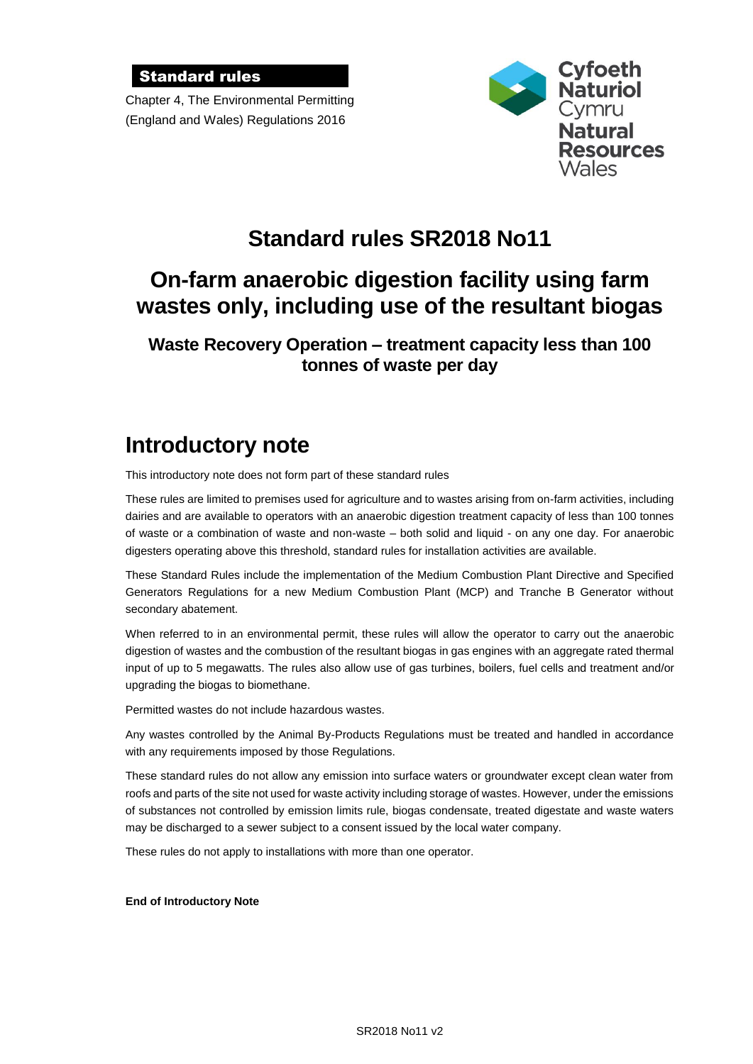**Standard rules**

Chapter 4, The Environmental Permitting (England and Wales) Regulations 2016

Cyfoeth Naturiol Cymru
Natural Resources Wales

# Standard rules SR2018 No11

# On-farm anaerobic digestion facility using farm wastes only, including use of the resultant biogas

### Waste Recovery Operation – treatment capacity less than 100 tonnes of waste per day

## Introductory note

This introductory note does not form part of these standard rules

These rules are limited to premises used for agriculture and to wastes arising from on-farm activities, including dairies and are available to operators with an anaerobic digestion treatment capacity of less than 100 tonnes of waste or a combination of waste and non-waste – both solid and liquid - on any one day. For anaerobic digesters operating above this threshold, standard rules for installation activities are available.

These Standard Rules include the implementation of the Medium Combustion Plant Directive and Specified Generators Regulations for a new Medium Combustion Plant (MCP) and Tranche B Generator without secondary abatement.

When referred to in an environmental permit, these rules will allow the operator to carry out the anaerobic digestion of wastes and the combustion of the resultant biogas in gas engines with an aggregate rated thermal input of up to 5 megawatts. The rules also allow use of gas turbines, boilers, fuel cells and treatment and/or upgrading the biogas to biomethane.

Permitted wastes do not include hazardous wastes.

Any wastes controlled by the Animal By-Products Regulations must be treated and handled in accordance with any requirements imposed by those Regulations.

These standard rules do not allow any emission into surface waters or groundwater except clean water from roofs and parts of the site not used for waste activity including storage of wastes. However, under the emissions of substances not controlled by emission limits rule, biogas condensate, treated digestate and waste waters may be discharged to a sewer subject to a consent issued by the local water company.

These rules do not apply to installations with more than one operator.

**End of Introductory Note**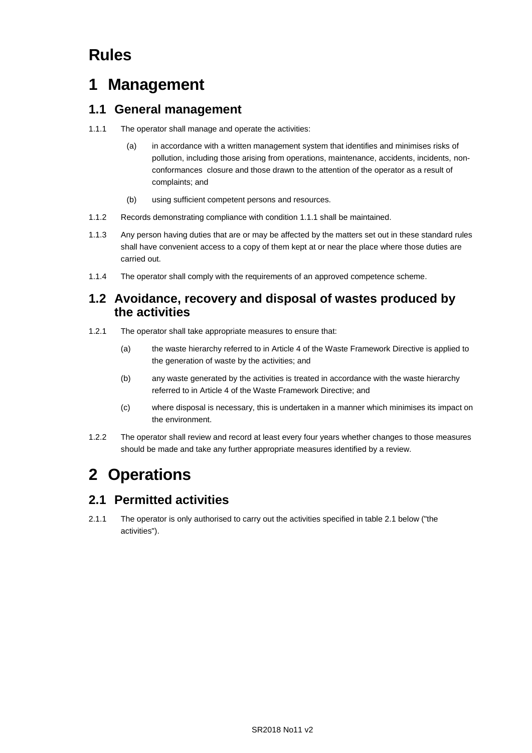# Rules

# 1 Management

## 1.1 General management

1.1.1 The operator shall manage and operate the activities:

(a) in accordance with a written management system that identifies and minimises risks of pollution, including those arising from operations, maintenance, accidents, incidents, non-conformances closure and those drawn to the attention of the operator as a result of complaints; and

(b) using sufficient competent persons and resources.

1.1.2 Records demonstrating compliance with condition 1.1.1 shall be maintained.

1.1.3 Any person having duties that are or may be affected by the matters set out in these standard rules shall have convenient access to a copy of them kept at or near the place where those duties are carried out.

1.1.4 The operator shall comply with the requirements of an approved competence scheme.

## 1.2 Avoidance, recovery and disposal of wastes produced by the activities

1.2.1 The operator shall take appropriate measures to ensure that:

(a) the waste hierarchy referred to in Article 4 of the Waste Framework Directive is applied to the generation of waste by the activities; and

(b) any waste generated by the activities is treated in accordance with the waste hierarchy referred to in Article 4 of the Waste Framework Directive; and

(c) where disposal is necessary, this is undertaken in a manner which minimises its impact on the environment.

1.2.2 The operator shall review and record at least every four years whether changes to those measures should be made and take any further appropriate measures identified by a review.

# 2 Operations

## 2.1 Permitted activities

2.1.1 The operator is only authorised to carry out the activities specified in table 2.1 below ("the activities").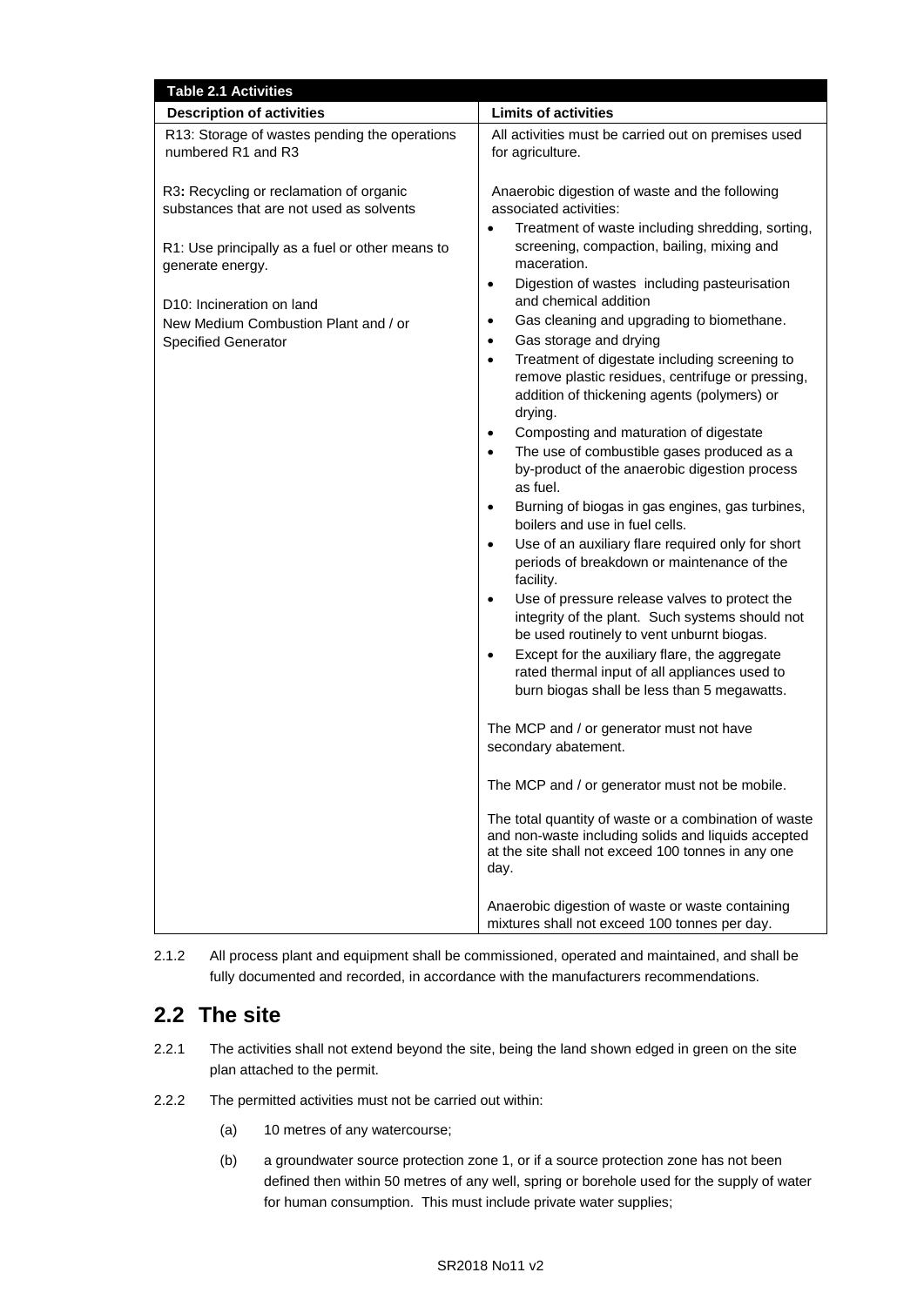| Table 2.1 Activities | |
|---|---|
| **Description of activities** | **Limits of activities** |
| R13: Storage of wastes pending the operations numbered R1 and R3<br><br>R3: Recycling or reclamation of organic substances that are not used as solvents<br><br>R1: Use principally as a fuel or other means to generate energy.<br><br>D10: Incineration on land<br>New Medium Combustion Plant and / or Specified Generator | All activities must be carried out on premises used for agriculture.<br><br>Anaerobic digestion of waste and the following associated activities:<br>• Treatment of waste including shredding, sorting, screening, compaction, bailing, mixing and maceration.<br>• Digestion of wastes including pasteurisation and chemical addition<br>• Gas cleaning and upgrading to biomethane.<br>• Gas storage and drying<br>• Treatment of digestate including screening to remove plastic residues, centrifuge or pressing, addition of thickening agents (polymers) or drying.<br>• Composting and maturation of digestate<br>• The use of combustible gases produced as a by-product of the anaerobic digestion process as fuel.<br>• Burning of biogas in gas engines, gas turbines, boilers and use in fuel cells.<br>• Use of an auxiliary flare required only for short periods of breakdown or maintenance of the facility.<br>• Use of pressure release valves to protect the integrity of the plant. Such systems should not be used routinely to vent unburnt biogas.<br>• Except for the auxiliary flare, the aggregate rated thermal input of all appliances used to burn biogas shall be less than 5 megawatts.<br><br>The MCP and / or generator must not have secondary abatement.<br><br>The MCP and / or generator must not be mobile.<br><br>The total quantity of waste or a combination of waste and non-waste including solids and liquids accepted at the site shall not exceed 100 tonnes in any one day.<br><br>Anaerobic digestion of waste or waste containing mixtures shall not exceed 100 tonnes per day. |

2.1.2 All process plant and equipment shall be commissioned, operated and maintained, and shall be fully documented and recorded, in accordance with the manufacturers recommendations.

## 2.2 The site

2.2.1 The activities shall not extend beyond the site, being the land shown edged in green on the site plan attached to the permit.

2.2.2 The permitted activities must not be carried out within:

(a) 10 metres of any watercourse;

(b) a groundwater source protection zone 1, or if a source protection zone has not been defined then within 50 metres of any well, spring or borehole used for the supply of water for human consumption. This must include private water supplies;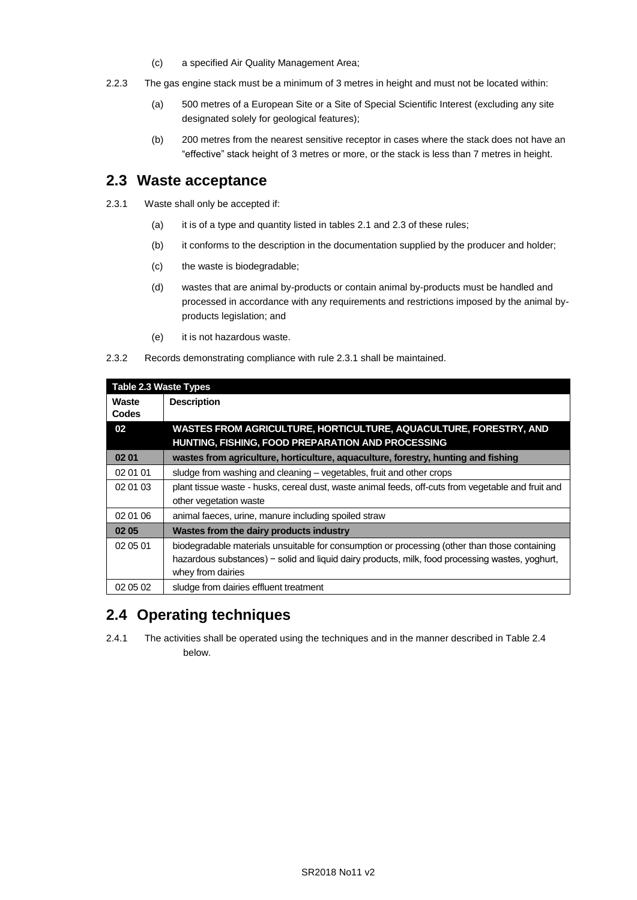(c) a specified Air Quality Management Area;

2.2.3 The gas engine stack must be a minimum of 3 metres in height and must not be located within:

(a) 500 metres of a European Site or a Site of Special Scientific Interest (excluding any site designated solely for geological features);

(b) 200 metres from the nearest sensitive receptor in cases where the stack does not have an "effective" stack height of 3 metres or more, or the stack is less than 7 metres in height.

## 2.3 Waste acceptance

2.3.1 Waste shall only be accepted if:

(a) it is of a type and quantity listed in tables 2.1 and 2.3 of these rules;

(b) it conforms to the description in the documentation supplied by the producer and holder;

(c) the waste is biodegradable;

(d) wastes that are animal by-products or contain animal by-products must be handled and processed in accordance with any requirements and restrictions imposed by the animal by-products legislation; and

(e) it is not hazardous waste.

2.3.2 Records demonstrating compliance with rule 2.3.1 shall be maintained.

| Table 2.3 Waste Types | |
|---|---|
| **Waste Codes** | **Description** |
| **02** | **WASTES FROM AGRICULTURE, HORTICULTURE, AQUACULTURE, FORESTRY, AND HUNTING, FISHING, FOOD PREPARATION AND PROCESSING** |
| **02 01** | **wastes from agriculture, horticulture, aquaculture, forestry, hunting and fishing** |
| 02 01 01 | sludge from washing and cleaning – vegetables, fruit and other crops |
| 02 01 03 | plant tissue waste - husks, cereal dust, waste animal feeds, off-cuts from vegetable and fruit and other vegetation waste |
| 02 01 06 | animal faeces, urine, manure including spoiled straw |
| **02 05** | **Wastes from the dairy products industry** |
| 02 05 01 | biodegradable materials unsuitable for consumption or processing (other than those containing hazardous substances) − solid and liquid dairy products, milk, food processing wastes, yoghurt, whey from dairies |
| 02 05 02 | sludge from dairies effluent treatment |

## 2.4 Operating techniques

2.4.1 The activities shall be operated using the techniques and in the manner described in Table 2.4 below.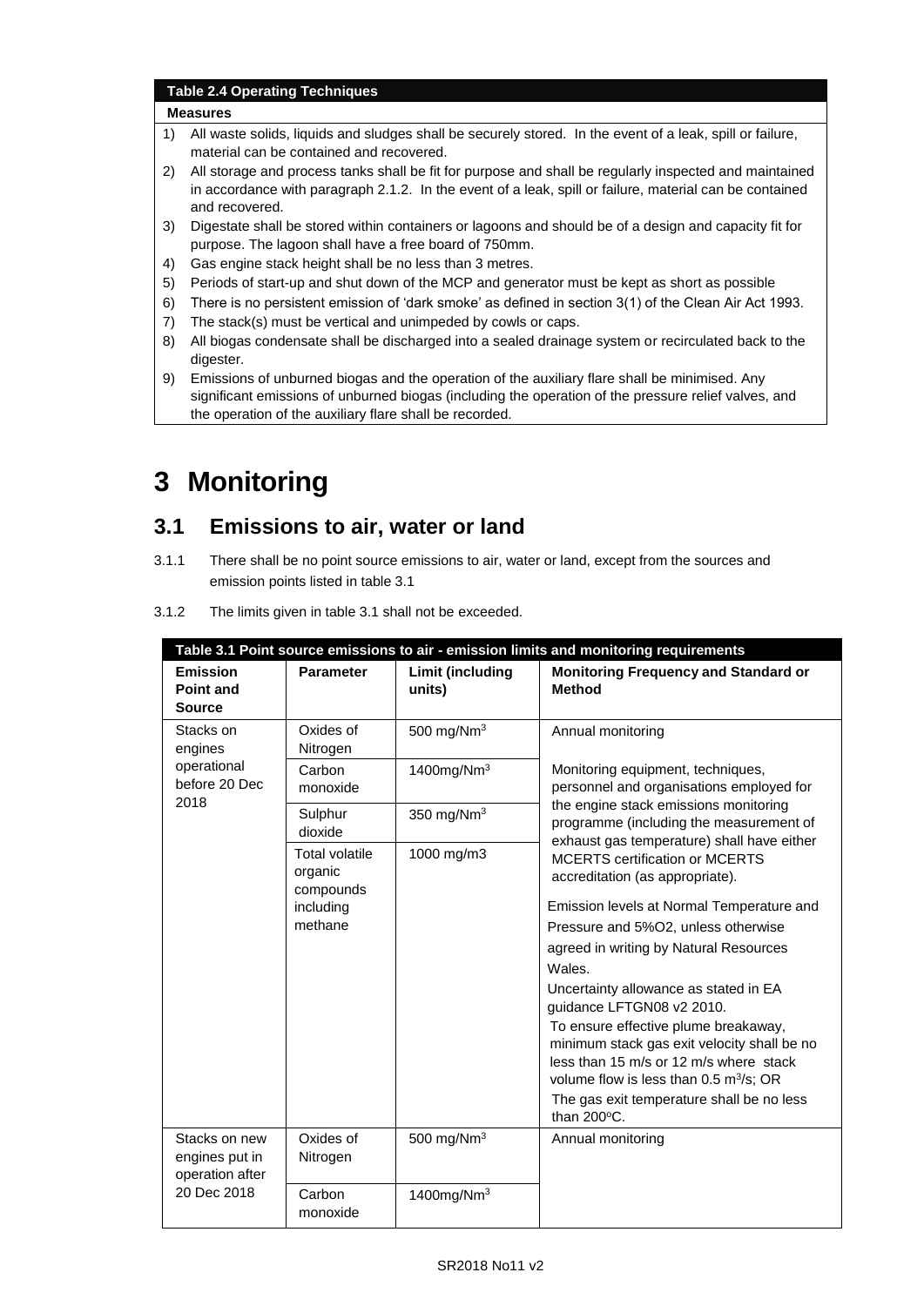| Table 2.4 Operating Techniques |
|---|
| **Measures** |
| 1) All waste solids, liquids and sludges shall be securely stored. In the event of a leak, spill or failure, material can be contained and recovered. |
| 2) All storage and process tanks shall be fit for purpose and shall be regularly inspected and maintained in accordance with paragraph 2.1.2. In the event of a leak, spill or failure, material can be contained and recovered. |
| 3) Digestate shall be stored within containers or lagoons and should be of a design and capacity fit for purpose. The lagoon shall have a free board of 750mm. |
| 4) Gas engine stack height shall be no less than 3 metres. |
| 5) Periods of start-up and shut down of the MCP and generator must be kept as short as possible |
| 6) There is no persistent emission of 'dark smoke' as defined in section 3(1) of the Clean Air Act 1993. |
| 7) The stack(s) must be vertical and unimpeded by cowls or caps. |
| 8) All biogas condensate shall be discharged into a sealed drainage system or recirculated back to the digester. |
| 9) Emissions of unburned biogas and the operation of the auxiliary flare shall be minimised. Any significant emissions of unburned biogas (including the operation of the pressure relief valves, and the operation of the auxiliary flare shall be recorded. |

# 3 Monitoring

## 3.1 Emissions to air, water or land

3.1.1 There shall be no point source emissions to air, water or land, except from the sources and emission points listed in table 3.1

3.1.2 The limits given in table 3.1 shall not be exceeded.

| Table 3.1 Point source emissions to air - emission limits and monitoring requirements | | | |
|---|---|---|---|
| **Emission Point and Source** | **Parameter** | **Limit (including units)** | **Monitoring Frequency and Standard or Method** |
| Stacks on engines operational before 20 Dec 2018 | Oxides of Nitrogen | 500 mg/Nm$^3$ | Annual monitoring<br><br>Monitoring equipment, techniques, personnel and organisations employed for the engine stack emissions monitoring programme (including the measurement of exhaust gas temperature) shall have either MCERTS certification or MCERTS accreditation (as appropriate).<br><br>Emission levels at Normal Temperature and Pressure and 5%O2, unless otherwise agreed in writing by Natural Resources Wales.<br><br>Uncertainty allowance as stated in EA guidance LFTGN08 v2 2010.<br><br>To ensure effective plume breakaway, minimum stack gas exit velocity shall be no less than 15 m/s or 12 m/s where stack volume flow is less than 0.5 m$^3$/s; OR<br><br>The gas exit temperature shall be no less than 200$^o$C. |
| | Carbon monoxide | 1400mg/Nm$^3$ | |
| | Sulphur dioxide | 350 mg/Nm$^3$ | |
| | Total volatile organic compounds including methane | 1000 mg/m3 | |
| Stacks on new engines put in operation after 20 Dec 2018 | Oxides of Nitrogen | 500 mg/Nm$^3$ | Annual monitoring |
| | Carbon monoxide | 1400mg/Nm$^3$ | |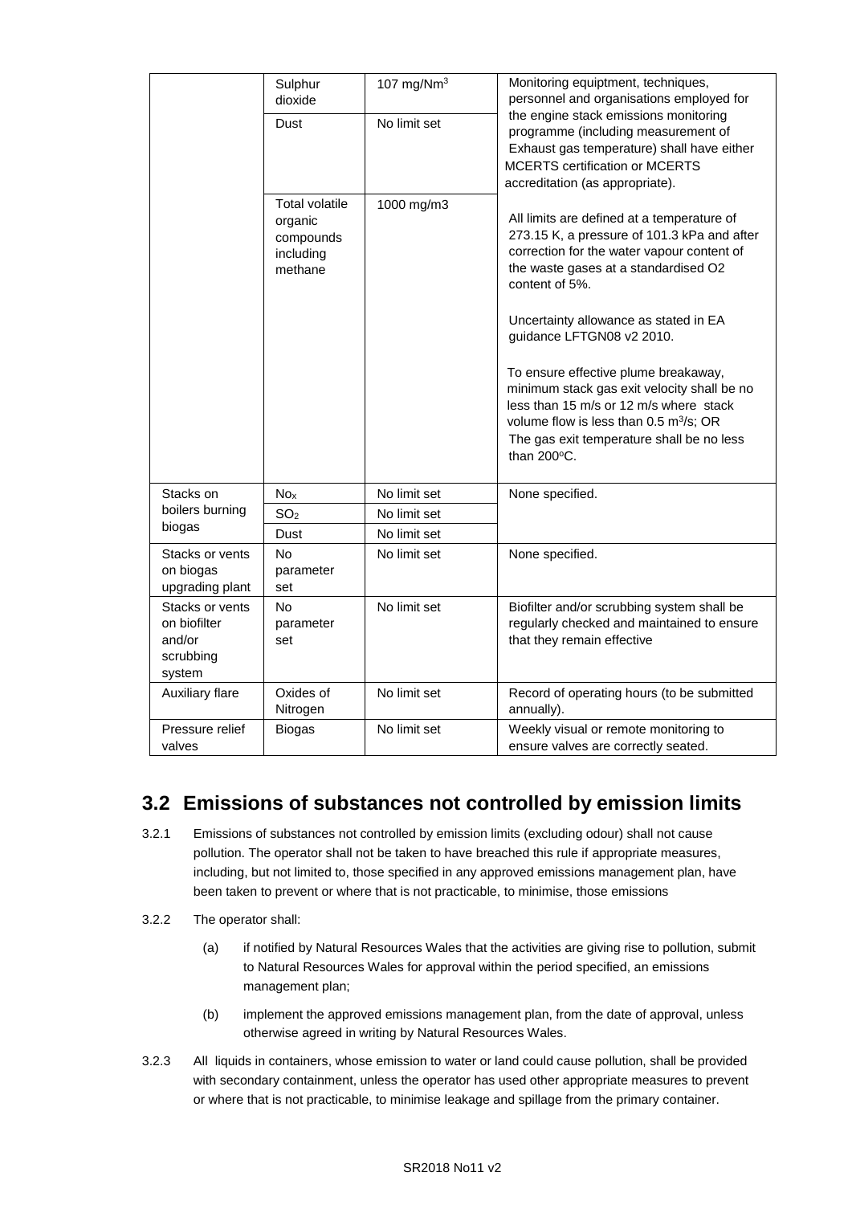| | | | |
|---|---|---|---|
| | Sulphur dioxide | 107 mg/$Nm^3$ | Monitoring equiptment, techniques, personnel and organisations employed for the engine stack emissions monitoring programme (including measurement of Exhaust gas temperature) shall have either MCERTS certification or MCERTS accreditation (as appropriate). |
| | Dust | No limit set | |
| | Total volatile organic compounds including methane | 1000 mg/m3 | All limits are defined at a temperature of 273.15 K, a pressure of 101.3 kPa and after correction for the water vapour content of the waste gases at a standardised O2 content of 5%.<br><br>Uncertainty allowance as stated in EA guidance LFTGN08 v2 2010.<br><br>To ensure effective plume breakaway, minimum stack gas exit velocity shall be no less than 15 m/s or 12 m/s where stack volume flow is less than 0.5 $m^3$/s; OR The gas exit temperature shall be no less than 200ºC. |
| Stacks on boilers burning biogas | $No_x$ | No limit set | None specified. |
| | $SO_2$ | No limit set | |
| | Dust | No limit set | |
| Stacks or vents on biogas upgrading plant | No parameter set | No limit set | None specified. |
| Stacks or vents on biofilter and/or scrubbing system | No parameter set | No limit set | Biofilter and/or scrubbing system shall be regularly checked and maintained to ensure that they remain effective |
| Auxiliary flare | Oxides of Nitrogen | No limit set | Record of operating hours (to be submitted annually). |
| Pressure relief valves | Biogas | No limit set | Weekly visual or remote monitoring to ensure valves are correctly seated. |

## 3.2 Emissions of substances not controlled by emission limits

3.2.1 Emissions of substances not controlled by emission limits (excluding odour) shall not cause pollution. The operator shall not be taken to have breached this rule if appropriate measures, including, but not limited to, those specified in any approved emissions management plan, have been taken to prevent or where that is not practicable, to minimise, those emissions

3.2.2 The operator shall:

(a) if notified by Natural Resources Wales that the activities are giving rise to pollution, submit to Natural Resources Wales for approval within the period specified, an emissions management plan;

(b) implement the approved emissions management plan, from the date of approval, unless otherwise agreed in writing by Natural Resources Wales.

3.2.3 All liquids in containers, whose emission to water or land could cause pollution, shall be provided with secondary containment, unless the operator has used other appropriate measures to prevent or where that is not practicable, to minimise leakage and spillage from the primary container.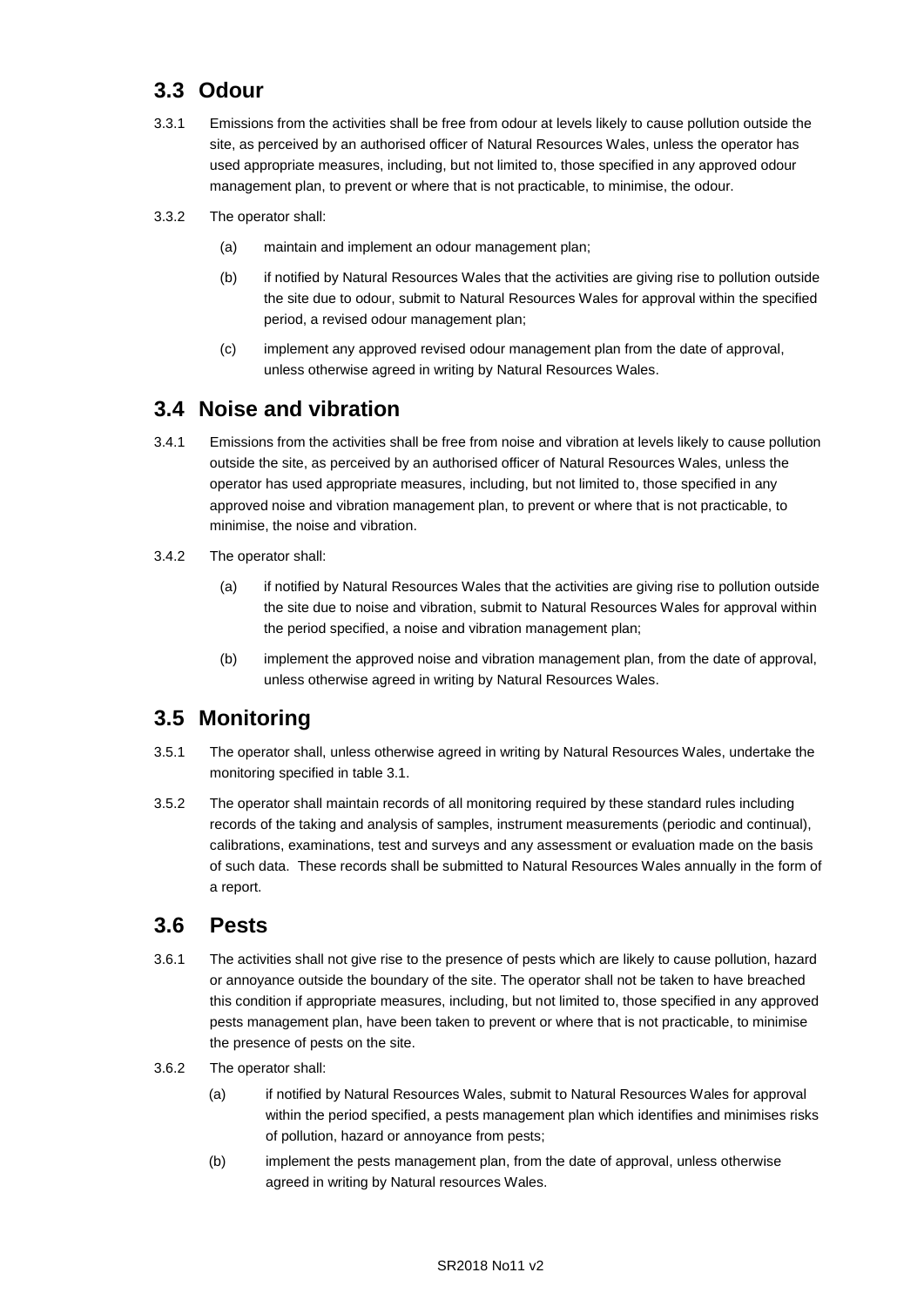## 3.3 Odour

3.3.1 Emissions from the activities shall be free from odour at levels likely to cause pollution outside the site, as perceived by an authorised officer of Natural Resources Wales, unless the operator has used appropriate measures, including, but not limited to, those specified in any approved odour management plan, to prevent or where that is not practicable, to minimise, the odour.

3.3.2 The operator shall:

(a) maintain and implement an odour management plan;

(b) if notified by Natural Resources Wales that the activities are giving rise to pollution outside the site due to odour, submit to Natural Resources Wales for approval within the specified period, a revised odour management plan;

(c) implement any approved revised odour management plan from the date of approval, unless otherwise agreed in writing by Natural Resources Wales.

## 3.4 Noise and vibration

3.4.1 Emissions from the activities shall be free from noise and vibration at levels likely to cause pollution outside the site, as perceived by an authorised officer of Natural Resources Wales, unless the operator has used appropriate measures, including, but not limited to, those specified in any approved noise and vibration management plan, to prevent or where that is not practicable, to minimise, the noise and vibration.

3.4.2 The operator shall:

(a) if notified by Natural Resources Wales that the activities are giving rise to pollution outside the site due to noise and vibration, submit to Natural Resources Wales for approval within the period specified, a noise and vibration management plan;

(b) implement the approved noise and vibration management plan, from the date of approval, unless otherwise agreed in writing by Natural Resources Wales.

## 3.5 Monitoring

3.5.1 The operator shall, unless otherwise agreed in writing by Natural Resources Wales, undertake the monitoring specified in table 3.1.

3.5.2 The operator shall maintain records of all monitoring required by these standard rules including records of the taking and analysis of samples, instrument measurements (periodic and continual), calibrations, examinations, test and surveys and any assessment or evaluation made on the basis of such data. These records shall be submitted to Natural Resources Wales annually in the form of a report.

## 3.6 Pests

3.6.1 The activities shall not give rise to the presence of pests which are likely to cause pollution, hazard or annoyance outside the boundary of the site. The operator shall not be taken to have breached this condition if appropriate measures, including, but not limited to, those specified in any approved pests management plan, have been taken to prevent or where that is not practicable, to minimise the presence of pests on the site.

3.6.2 The operator shall:

(a) if notified by Natural Resources Wales, submit to Natural Resources Wales for approval within the period specified, a pests management plan which identifies and minimises risks of pollution, hazard or annoyance from pests;

(b) implement the pests management plan, from the date of approval, unless otherwise agreed in writing by Natural resources Wales.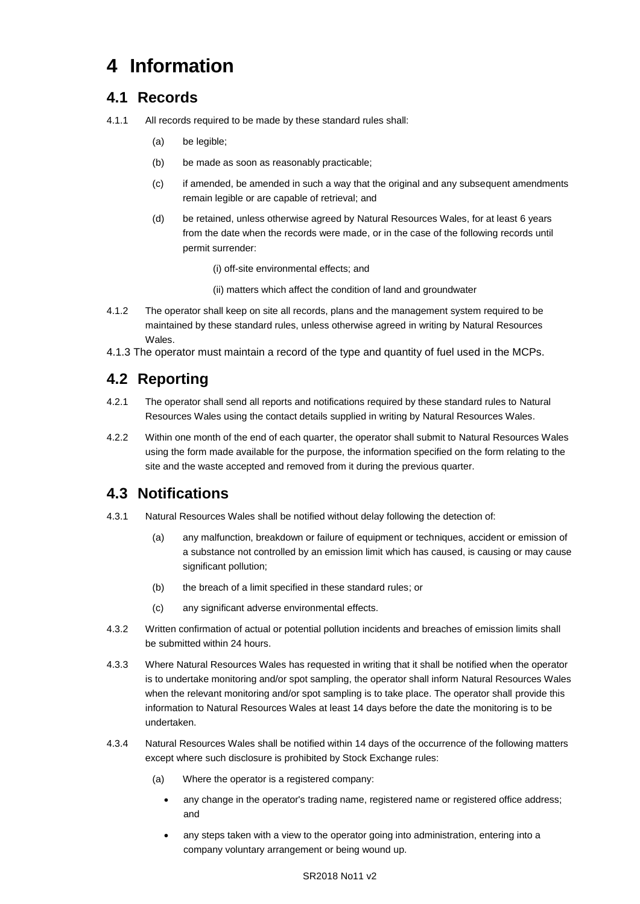# 4 Information

## 4.1 Records

4.1.1 All records required to be made by these standard rules shall:

(a) be legible;

(b) be made as soon as reasonably practicable;

(c) if amended, be amended in such a way that the original and any subsequent amendments remain legible or are capable of retrieval; and

(d) be retained, unless otherwise agreed by Natural Resources Wales, for at least 6 years from the date when the records were made, or in the case of the following records until permit surrender:

(i) off-site environmental effects; and

(ii) matters which affect the condition of land and groundwater

4.1.2 The operator shall keep on site all records, plans and the management system required to be maintained by these standard rules, unless otherwise agreed in writing by Natural Resources Wales.

4.1.3 The operator must maintain a record of the type and quantity of fuel used in the MCPs.

## 4.2 Reporting

4.2.1 The operator shall send all reports and notifications required by these standard rules to Natural Resources Wales using the contact details supplied in writing by Natural Resources Wales.

4.2.2 Within one month of the end of each quarter, the operator shall submit to Natural Resources Wales using the form made available for the purpose, the information specified on the form relating to the site and the waste accepted and removed from it during the previous quarter.

## 4.3 Notifications

4.3.1 Natural Resources Wales shall be notified without delay following the detection of:

(a) any malfunction, breakdown or failure of equipment or techniques, accident or emission of a substance not controlled by an emission limit which has caused, is causing or may cause significant pollution;

(b) the breach of a limit specified in these standard rules; or

(c) any significant adverse environmental effects.

4.3.2 Written confirmation of actual or potential pollution incidents and breaches of emission limits shall be submitted within 24 hours.

4.3.3 Where Natural Resources Wales has requested in writing that it shall be notified when the operator is to undertake monitoring and/or spot sampling, the operator shall inform Natural Resources Wales when the relevant monitoring and/or spot sampling is to take place. The operator shall provide this information to Natural Resources Wales at least 14 days before the date the monitoring is to be undertaken.

4.3.4 Natural Resources Wales shall be notified within 14 days of the occurrence of the following matters except where such disclosure is prohibited by Stock Exchange rules:

(a) Where the operator is a registered company:

- any change in the operator's trading name, registered name or registered office address; and
- any steps taken with a view to the operator going into administration, entering into a company voluntary arrangement or being wound up.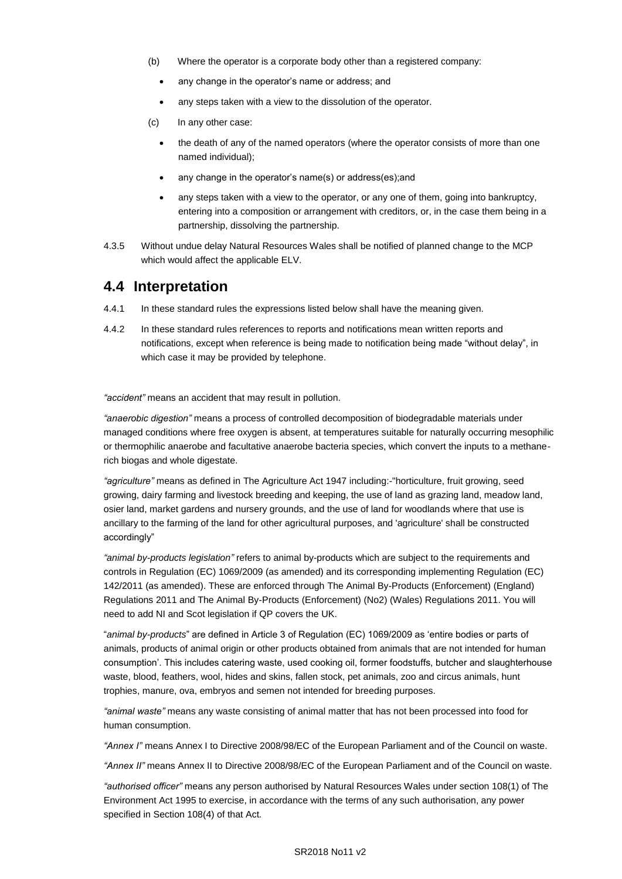(b) Where the operator is a corporate body other than a registered company:

- any change in the operator's name or address; and
- any steps taken with a view to the dissolution of the operator.

(c) In any other case:

- the death of any of the named operators (where the operator consists of more than one named individual);
- any change in the operator's name(s) or address(es);and
- any steps taken with a view to the operator, or any one of them, going into bankruptcy, entering into a composition or arrangement with creditors, or, in the case them being in a partnership, dissolving the partnership.

4.3.5 Without undue delay Natural Resources Wales shall be notified of planned change to the MCP which would affect the applicable ELV.

## 4.4 Interpretation

4.4.1 In these standard rules the expressions listed below shall have the meaning given.

4.4.2 In these standard rules references to reports and notifications mean written reports and notifications, except when reference is being made to notification being made "without delay", in which case it may be provided by telephone.

*"accident"* means an accident that may result in pollution.

*"anaerobic digestion"* means a process of controlled decomposition of biodegradable materials under managed conditions where free oxygen is absent, at temperatures suitable for naturally occurring mesophilic or thermophilic anaerobe and facultative anaerobe bacteria species, which convert the inputs to a methane-rich biogas and whole digestate.

*"agriculture"* means as defined in The Agriculture Act 1947 including:-"horticulture, fruit growing, seed growing, dairy farming and livestock breeding and keeping, the use of land as grazing land, meadow land, osier land, market gardens and nursery grounds, and the use of land for woodlands where that use is ancillary to the farming of the land for other agricultural purposes, and 'agriculture' shall be constructed accordingly"

*"animal by-products legislation"* refers to animal by-products which are subject to the requirements and controls in Regulation (EC) 1069/2009 (as amended) and its corresponding implementing Regulation (EC) 142/2011 (as amended). These are enforced through The Animal By-Products (Enforcement) (England) Regulations 2011 and The Animal By-Products (Enforcement) (No2) (Wales) Regulations 2011. You will need to add NI and Scot legislation if QP covers the UK.

"*animal by-products*" are defined in Article 3 of Regulation (EC) 1069/2009 as 'entire bodies or parts of animals, products of animal origin or other products obtained from animals that are not intended for human consumption'. This includes catering waste, used cooking oil, former foodstuffs, butcher and slaughterhouse waste, blood, feathers, wool, hides and skins, fallen stock, pet animals, zoo and circus animals, hunt trophies, manure, ova, embryos and semen not intended for breeding purposes.

*"animal waste"* means any waste consisting of animal matter that has not been processed into food for human consumption.

*"Annex I"* means Annex I to Directive 2008/98/EC of the European Parliament and of the Council on waste.

*"Annex II"* means Annex II to Directive 2008/98/EC of the European Parliament and of the Council on waste.

*"authorised officer"* means any person authorised by Natural Resources Wales under section 108(1) of The Environment Act 1995 to exercise, in accordance with the terms of any such authorisation, any power specified in Section 108(4) of that Act.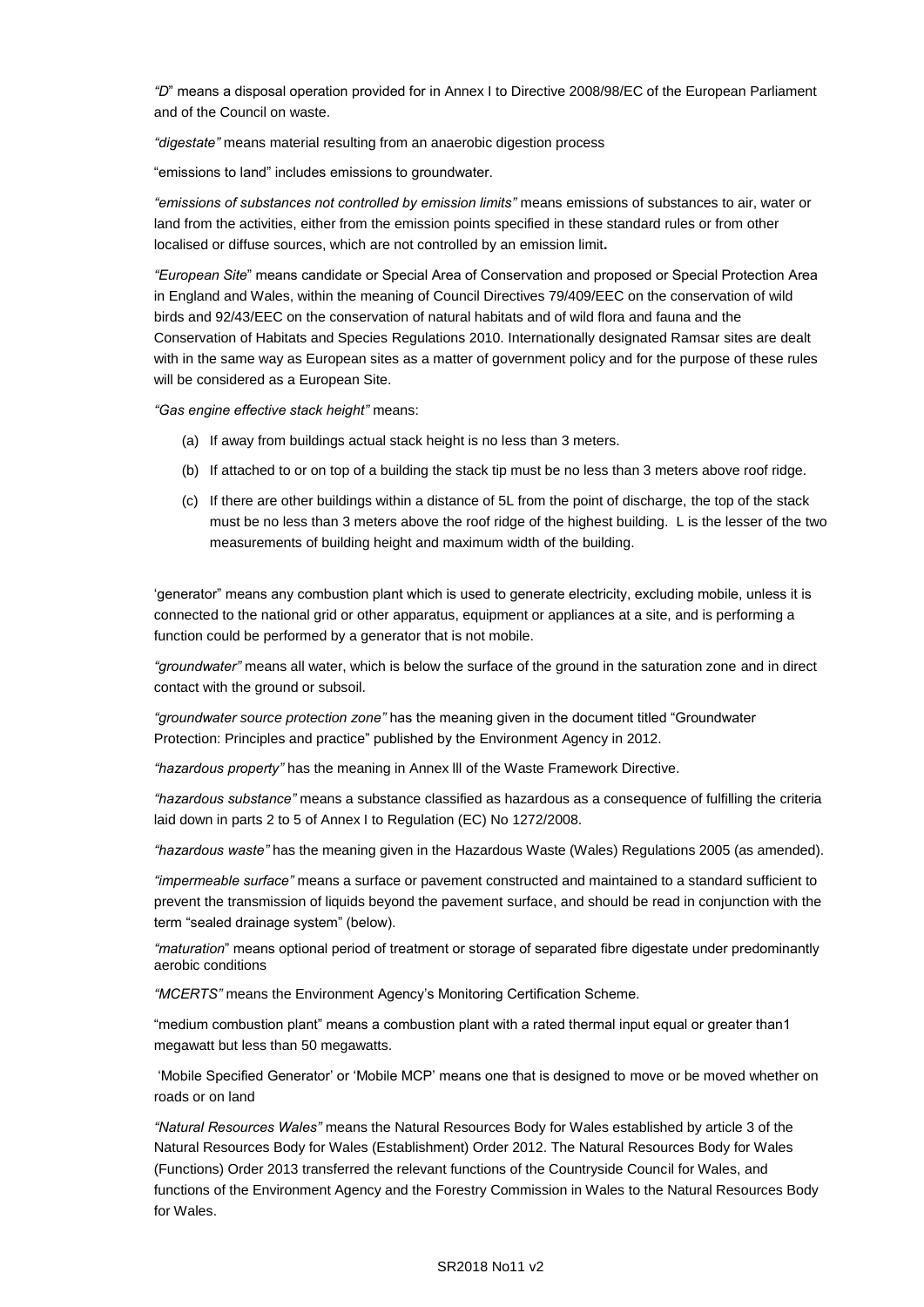*"D*" means a disposal operation provided for in Annex I to Directive 2008/98/EC of the European Parliament and of the Council on waste.

*"digestate"* means material resulting from an anaerobic digestion process

"emissions to land" includes emissions to groundwater.

*"emissions of substances not controlled by emission limits"* means emissions of substances to air, water or land from the activities, either from the emission points specified in these standard rules or from other localised or diffuse sources, which are not controlled by an emission limit**.**

*"European Site*" means candidate or Special Area of Conservation and proposed or Special Protection Area in England and Wales, within the meaning of Council Directives 79/409/EEC on the conservation of wild birds and 92/43/EEC on the conservation of natural habitats and of wild flora and fauna and the Conservation of Habitats and Species Regulations 2010. Internationally designated Ramsar sites are dealt with in the same way as European sites as a matter of government policy and for the purpose of these rules will be considered as a European Site.

*"Gas engine effective stack height"* means:

(a) If away from buildings actual stack height is no less than 3 meters.

(b) If attached to or on top of a building the stack tip must be no less than 3 meters above roof ridge.

(c) If there are other buildings within a distance of 5L from the point of discharge, the top of the stack must be no less than 3 meters above the roof ridge of the highest building. L is the lesser of the two measurements of building height and maximum width of the building.

'generator" means any combustion plant which is used to generate electricity, excluding mobile, unless it is connected to the national grid or other apparatus, equipment or appliances at a site, and is performing a function could be performed by a generator that is not mobile.

*"groundwater"* means all water, which is below the surface of the ground in the saturation zone and in direct contact with the ground or subsoil.

*"groundwater source protection zone"* has the meaning given in the document titled "Groundwater Protection: Principles and practice" published by the Environment Agency in 2012.

*"hazardous property"* has the meaning in Annex lll of the Waste Framework Directive.

*"hazardous substance"* means a substance classified as hazardous as a consequence of fulfilling the criteria laid down in parts 2 to 5 of Annex I to Regulation (EC) No 1272/2008.

*"hazardous waste"* has the meaning given in the Hazardous Waste (Wales) Regulations 2005 (as amended).

*"impermeable surface"* means a surface or pavement constructed and maintained to a standard sufficient to prevent the transmission of liquids beyond the pavement surface, and should be read in conjunction with the term "sealed drainage system" (below).

*"maturation*" means optional period of treatment or storage of separated fibre digestate under predominantly aerobic conditions

*"MCERTS"* means the Environment Agency's Monitoring Certification Scheme.

"medium combustion plant" means a combustion plant with a rated thermal input equal or greater than1 megawatt but less than 50 megawatts.

'Mobile Specified Generator' or 'Mobile MCP' means one that is designed to move or be moved whether on roads or on land

*"Natural Resources Wales"* means the Natural Resources Body for Wales established by article 3 of the Natural Resources Body for Wales (Establishment) Order 2012. The Natural Resources Body for Wales (Functions) Order 2013 transferred the relevant functions of the Countryside Council for Wales, and functions of the Environment Agency and the Forestry Commission in Wales to the Natural Resources Body for Wales.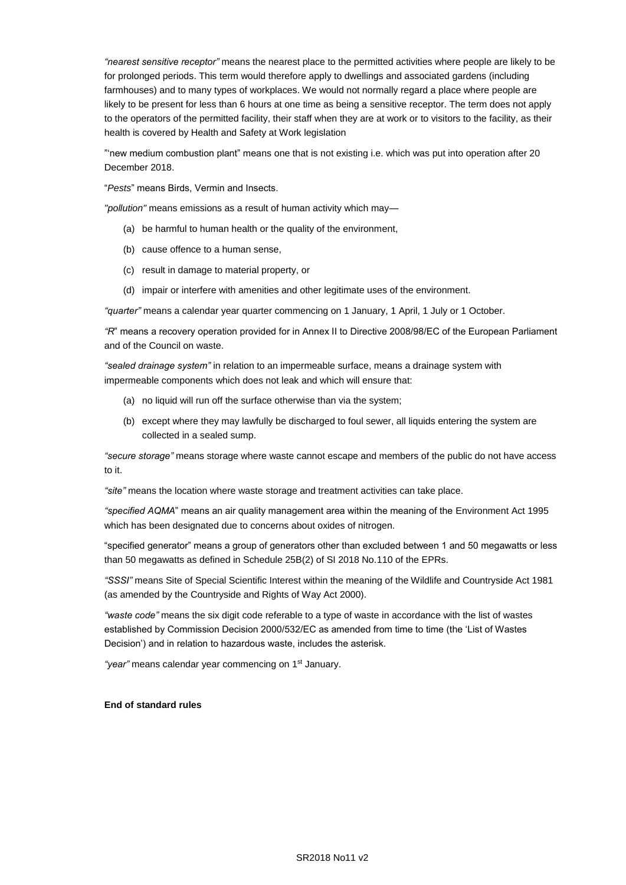*"nearest sensitive receptor"* means the nearest place to the permitted activities where people are likely to be for prolonged periods. This term would therefore apply to dwellings and associated gardens (including farmhouses) and to many types of workplaces. We would not normally regard a place where people are likely to be present for less than 6 hours at one time as being a sensitive receptor. The term does not apply to the operators of the permitted facility, their staff when they are at work or to visitors to the facility, as their health is covered by Health and Safety at Work legislation

"'new medium combustion plant" means one that is not existing i.e. which was put into operation after 20 December 2018.

"*Pests*" means Birds, Vermin and Insects.

*"pollution"* means emissions as a result of human activity which may—

(a) be harmful to human health or the quality of the environment,

(b) cause offence to a human sense,

(c) result in damage to material property, or

(d) impair or interfere with amenities and other legitimate uses of the environment.

*"quarter"* means a calendar year quarter commencing on 1 January, 1 April, 1 July or 1 October.

*"R*" means a recovery operation provided for in Annex II to Directive 2008/98/EC of the European Parliament and of the Council on waste.

*"sealed drainage system"* in relation to an impermeable surface, means a drainage system with impermeable components which does not leak and which will ensure that:

(a) no liquid will run off the surface otherwise than via the system;

(b) except where they may lawfully be discharged to foul sewer, all liquids entering the system are collected in a sealed sump.

*"secure storage"* means storage where waste cannot escape and members of the public do not have access to it.

*"site"* means the location where waste storage and treatment activities can take place.

*"specified AQMA*" means an air quality management area within the meaning of the Environment Act 1995 which has been designated due to concerns about oxides of nitrogen.

"specified generator" means a group of generators other than excluded between 1 and 50 megawatts or less than 50 megawatts as defined in Schedule 25B(2) of SI 2018 No.110 of the EPRs.

*"SSSI"* means Site of Special Scientific Interest within the meaning of the Wildlife and Countryside Act 1981 (as amended by the Countryside and Rights of Way Act 2000).

*"waste code"* means the six digit code referable to a type of waste in accordance with the list of wastes established by Commission Decision 2000/532/EC as amended from time to time (the 'List of Wastes Decision') and in relation to hazardous waste, includes the asterisk.

*"year"* means calendar year commencing on 1st January.

**End of standard rules**